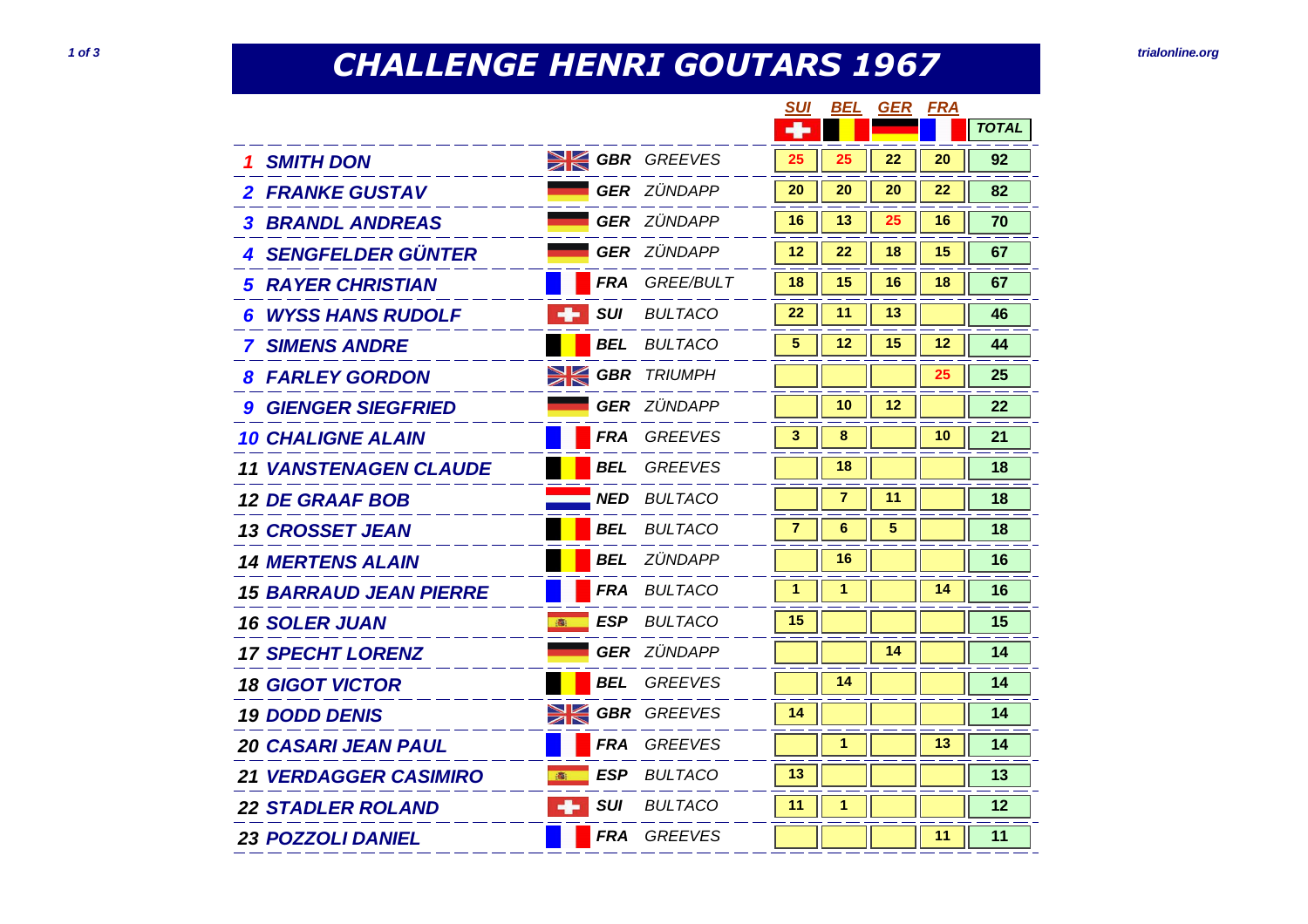# CHALLENGE HENRI GOUTARS 1967

| Pos | Rider | Nat | Machine | SUI | BEL | GER | FRA | TOTAL |
|---|---|---|---|---|---|---|---|---|
| 1 | SMITH DON | GBR | GREEVES | 25 | 25 | 22 | 20 | 92 |
| 2 | FRANKE GUSTAV | GER | ZÜNDAPP | 20 | 20 | 20 | 22 | 82 |
| 3 | BRANDL ANDREAS | GER | ZÜNDAPP | 16 | 13 | 25 | 16 | 70 |
| 4 | SENGFELDER GÜNTER | GER | ZÜNDAPP | 12 | 22 | 18 | 15 | 67 |
| 5 | RAYER CHRISTIAN | FRA | GREE/BULT | 18 | 15 | 16 | 18 | 67 |
| 6 | WYSS HANS RUDOLF | SUI | BULTACO | 22 | 11 | 13 | | 46 |
| 7 | SIMENS ANDRE | BEL | BULTACO | 5 | 12 | 15 | 12 | 44 |
| 8 | FARLEY GORDON | GBR | TRIUMPH | | | | 25 | 25 |
| 9 | GIENGER SIEGFRIED | GER | ZÜNDAPP | | 10 | 12 | | 22 |
| 10 | CHALIGNE ALAIN | FRA | GREEVES | 3 | 8 | | 10 | 21 |
| 11 | VANSTENAGEN CLAUDE | BEL | GREEVES | | 18 | | | 18 |
| 12 | DE GRAAF BOB | NED | BULTACO | | 7 | 11 | | 18 |
| 13 | CROSSET JEAN | BEL | BULTACO | 7 | 6 | 5 | | 18 |
| 14 | MERTENS ALAIN | BEL | ZÜNDAPP | | 16 | | | 16 |
| 15 | BARRAUD JEAN PIERRE | FRA | BULTACO | 1 | 1 | | 14 | 16 |
| 16 | SOLER JUAN | ESP | BULTACO | 15 | | | | 15 |
| 17 | SPECHT LORENZ | GER | ZÜNDAPP | | | 14 | | 14 |
| 18 | GIGOT VICTOR | BEL | GREEVES | | 14 | | | 14 |
| 19 | DODD DENIS | GBR | GREEVES | 14 | | | | 14 |
| 20 | CASARI JEAN PAUL | FRA | GREEVES | | 1 | | 13 | 14 |
| 21 | VERDAGGER CASIMIRO | ESP | BULTACO | 13 | | | | 13 |
| 22 | STADLER ROLAND | SUI | BULTACO | 11 | 1 | | | 12 |
| 23 | POZZOLI DANIEL | FRA | GREEVES | | | | 11 | 11 |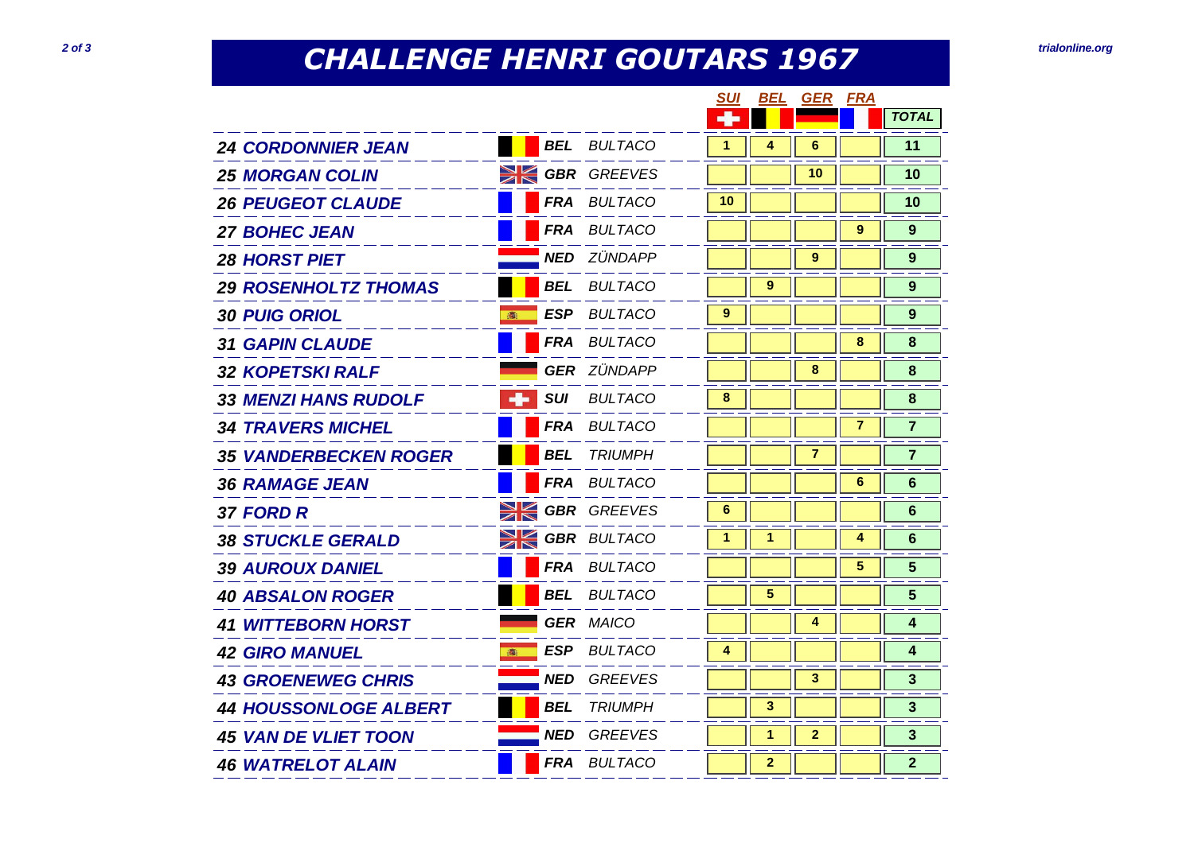# CHALLENGE HENRI GOUTARS 1967

| Pos | Rider | Nation | Machine | SUI | BEL | GER | FRA | TOTAL |
|---|---|---|---|---|---|---|---|---|
| 24 | CORDONNIER JEAN | BEL | BULTACO | 1 | 4 | 6 | | 11 |
| 25 | MORGAN COLIN | GBR | GREEVES | | | 10 | | 10 |
| 26 | PEUGEOT CLAUDE | FRA | BULTACO | 10 | | | | 10 |
| 27 | BOHEC JEAN | FRA | BULTACO | | | | 9 | 9 |
| 28 | HORST PIET | NED | ZÜNDAPP | | | 9 | | 9 |
| 29 | ROSENHOLTZ THOMAS | BEL | BULTACO | | 9 | | | 9 |
| 30 | PUIG ORIOL | ESP | BULTACO | 9 | | | | 9 |
| 31 | GAPIN CLAUDE | FRA | BULTACO | | | | 8 | 8 |
| 32 | KOPETSKI RALF | GER | ZÜNDAPP | | | 8 | | 8 |
| 33 | MENZI HANS RUDOLF | SUI | BULTACO | 8 | | | | 8 |
| 34 | TRAVERS MICHEL | FRA | BULTACO | | | | 7 | 7 |
| 35 | VANDERBECKEN ROGER | BEL | TRIUMPH | | | 7 | | 7 |
| 36 | RAMAGE JEAN | FRA | BULTACO | | | | 6 | 6 |
| 37 | FORD R | GBR | GREEVES | 6 | | | | 6 |
| 38 | STUCKLE GERALD | GBR | BULTACO | 1 | 1 | | 4 | 6 |
| 39 | AUROUX DANIEL | FRA | BULTACO | | | | 5 | 5 |
| 40 | ABSALON ROGER | BEL | BULTACO | | 5 | | | 5 |
| 41 | WITTEBORN HORST | GER | MAICO | | | 4 | | 4 |
| 42 | GIRO MANUEL | ESP | BULTACO | 4 | | | | 4 |
| 43 | GROENEWEG CHRIS | NED | GREEVES | | | 3 | | 3 |
| 44 | HOUSSONLOGE ALBERT | BEL | TRIUMPH | | 3 | | | 3 |
| 45 | VAN DE VLIET TOON | NED | GREEVES | | 1 | 2 | | 3 |
| 46 | WATRELOT ALAIN | FRA | BULTACO | | 2 | | | 2 |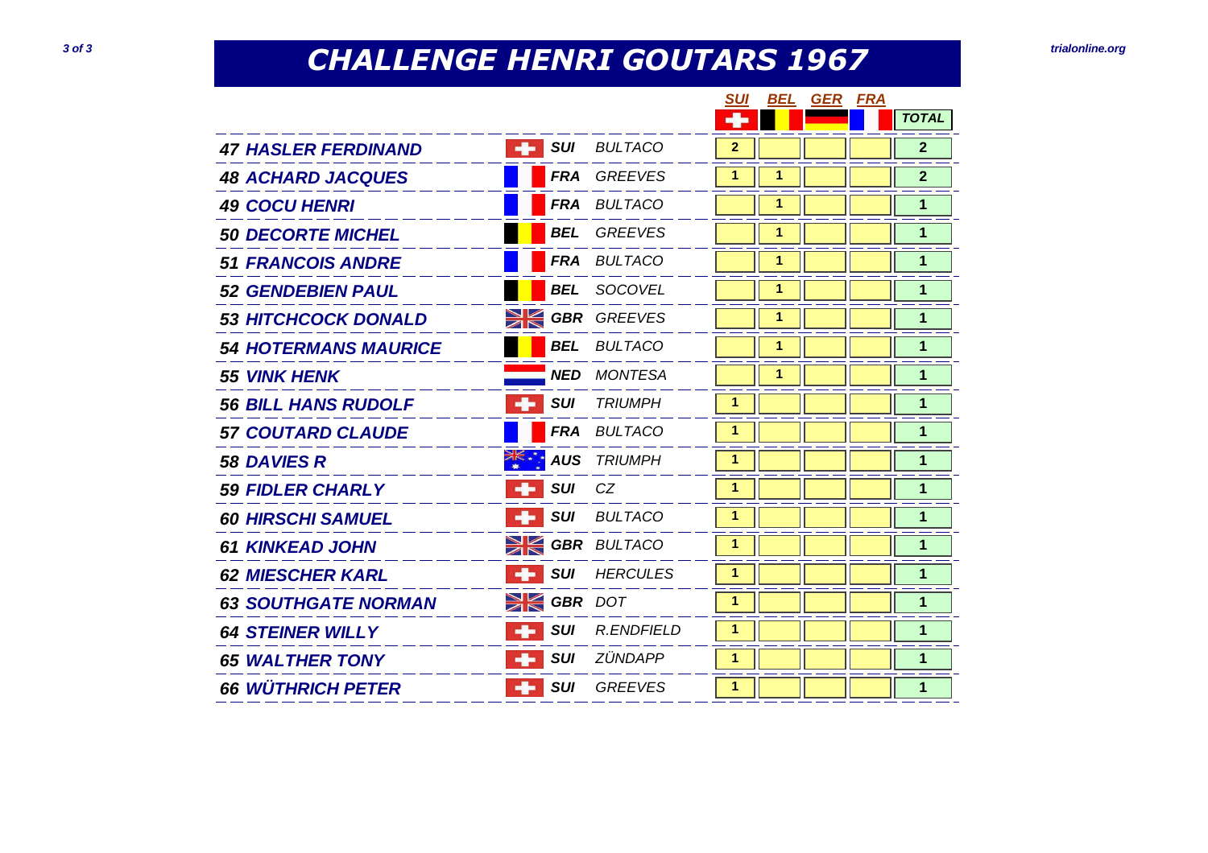# CHALLENGE HENRI GOUTARS 1967

| | | | SUI | BEL | GER | FRA | TOTAL |
|---|---|---|---|---|---|---|---|
| 47 HASLER FERDINAND | SUI | BULTACO | 2 | | | | 2 |
| 48 ACHARD JACQUES | FRA | GREEVES | 1 | 1 | | | 2 |
| 49 COCU HENRI | FRA | BULTACO | | 1 | | | 1 |
| 50 DECORTE MICHEL | BEL | GREEVES | | 1 | | | 1 |
| 51 FRANCOIS ANDRE | FRA | BULTACO | | 1 | | | 1 |
| 52 GENDEBIEN PAUL | BEL | SOCOVEL | | 1 | | | 1 |
| 53 HITCHCOCK DONALD | GBR | GREEVES | | 1 | | | 1 |
| 54 HOTERMANS MAURICE | BEL | BULTACO | | 1 | | | 1 |
| 55 VINK HENK | NED | MONTESA | | 1 | | | 1 |
| 56 BILL HANS RUDOLF | SUI | TRIUMPH | 1 | | | | 1 |
| 57 COUTARD CLAUDE | FRA | BULTACO | 1 | | | | 1 |
| 58 DAVIES R | AUS | TRIUMPH | 1 | | | | 1 |
| 59 FIDLER CHARLY | SUI | CZ | 1 | | | | 1 |
| 60 HIRSCHI SAMUEL | SUI | BULTACO | 1 | | | | 1 |
| 61 KINKEAD JOHN | GBR | BULTACO | 1 | | | | 1 |
| 62 MIESCHER KARL | SUI | HERCULES | 1 | | | | 1 |
| 63 SOUTHGATE NORMAN | GBR | DOT | 1 | | | | 1 |
| 64 STEINER WILLY | SUI | R.ENDFIELD | 1 | | | | 1 |
| 65 WALTHER TONY | SUI | ZÜNDAPP | 1 | | | | 1 |
| 66 WÜTHRICH PETER | SUI | GREEVES | 1 | | | | 1 |